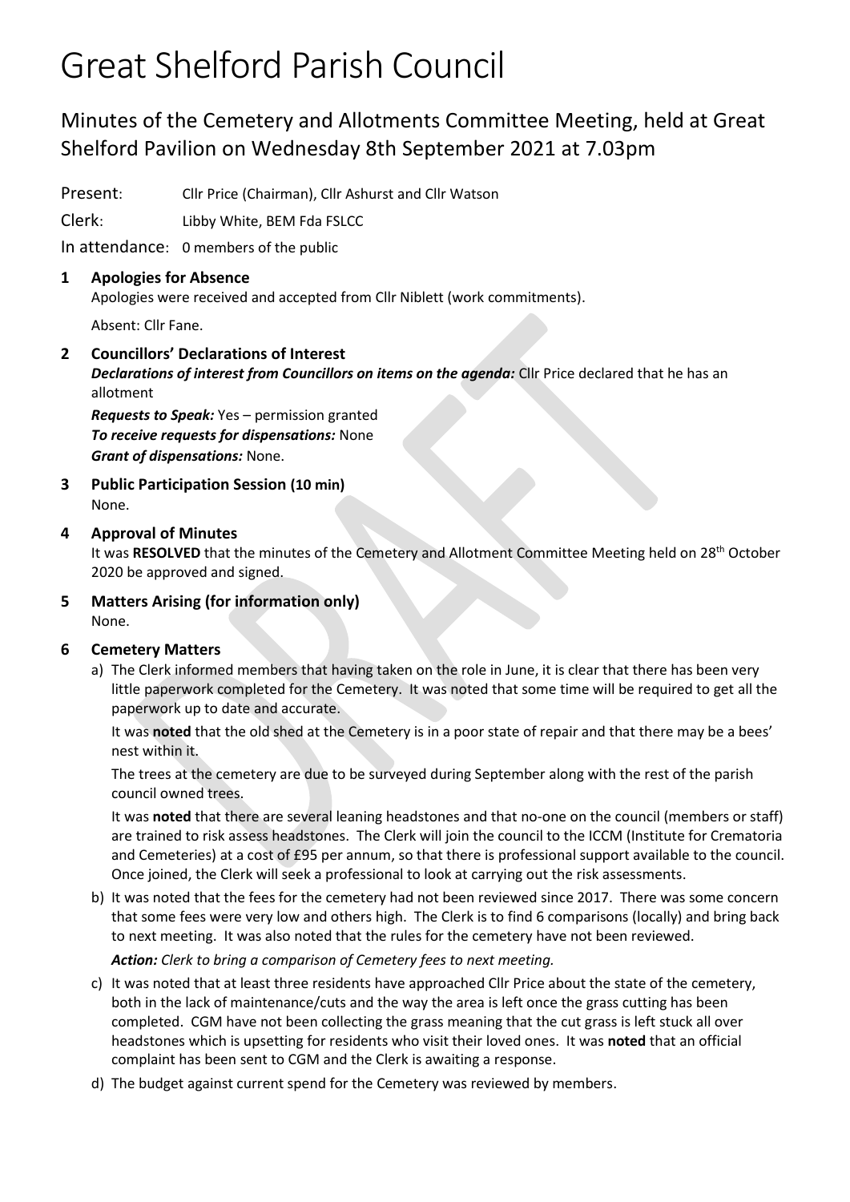# Great Shelford Parish Council

## Minutes of the Cemetery and Allotments Committee Meeting, held at Great Shelford Pavilion on Wednesday 8th September 2021 at 7.03pm

Present: Cllr Price (Chairman), Cllr Ashurst and Cllr Watson

Clerk: Libby White, BEM Fda FSLCC

In attendance: 0 members of the public

**1 Apologies for Absence**

Apologies were received and accepted from Cllr Niblett (work commitments).

Absent: Cllr Fane.

**2 Councillors' Declarations of Interest**

***Declarations of interest from Councillors on items on the agenda:*** Cllr Price declared that he has an allotment

***Requests to Speak:*** Yes – permission granted

***To receive requests for dispensations:*** None

***Grant of dispensations:*** None.

**3 Public Participation Session (10 min)**

None.

**4 Approval of Minutes**

It was **RESOLVED** that the minutes of the Cemetery and Allotment Committee Meeting held on 28th October 2020 be approved and signed.

**5 Matters Arising (for information only)**

None.

**6 Cemetery Matters**

a) The Clerk informed members that having taken on the role in June, it is clear that there has been very little paperwork completed for the Cemetery. It was noted that some time will be required to get all the paperwork up to date and accurate.

It was **noted** that the old shed at the Cemetery is in a poor state of repair and that there may be a bees' nest within it.

The trees at the cemetery are due to be surveyed during September along with the rest of the parish council owned trees.

It was **noted** that there are several leaning headstones and that no-one on the council (members or staff) are trained to risk assess headstones. The Clerk will join the council to the ICCM (Institute for Crematoria and Cemeteries) at a cost of £95 per annum, so that there is professional support available to the council. Once joined, the Clerk will seek a professional to look at carrying out the risk assessments.

b) It was noted that the fees for the cemetery had not been reviewed since 2017. There was some concern that some fees were very low and others high. The Clerk is to find 6 comparisons (locally) and bring back to next meeting. It was also noted that the rules for the cemetery have not been reviewed.

***Action:*** *Clerk to bring a comparison of Cemetery fees to next meeting.*

c) It was noted that at least three residents have approached Cllr Price about the state of the cemetery, both in the lack of maintenance/cuts and the way the area is left once the grass cutting has been completed. CGM have not been collecting the grass meaning that the cut grass is left stuck all over headstones which is upsetting for residents who visit their loved ones. It was **noted** that an official complaint has been sent to CGM and the Clerk is awaiting a response.

d) The budget against current spend for the Cemetery was reviewed by members.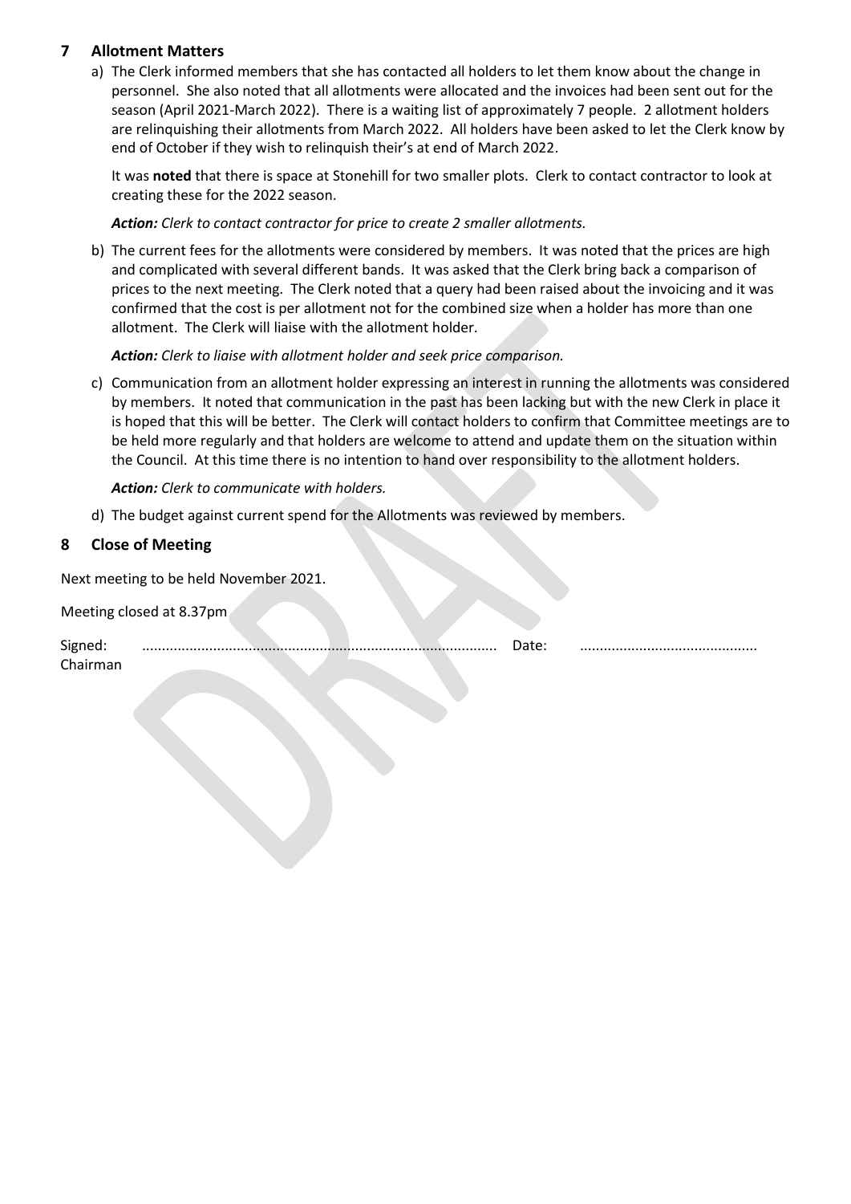## 7 Allotment Matters

a) The Clerk informed members that she has contacted all holders to let them know about the change in personnel. She also noted that all allotments were allocated and the invoices had been sent out for the season (April 2021-March 2022). There is a waiting list of approximately 7 people. 2 allotment holders are relinquishing their allotments from March 2022. All holders have been asked to let the Clerk know by end of October if they wish to relinquish their's at end of March 2022.

   It was **noted** that there is space at Stonehill for two smaller plots. Clerk to contact contractor to look at creating these for the 2022 season.

   ***Action:*** *Clerk to contact contractor for price to create 2 smaller allotments.*

b) The current fees for the allotments were considered by members. It was noted that the prices are high and complicated with several different bands. It was asked that the Clerk bring back a comparison of prices to the next meeting. The Clerk noted that a query had been raised about the invoicing and it was confirmed that the cost is per allotment not for the combined size when a holder has more than one allotment. The Clerk will liaise with the allotment holder.

   ***Action:*** *Clerk to liaise with allotment holder and seek price comparison.*

c) Communication from an allotment holder expressing an interest in running the allotments was considered by members. It noted that communication in the past has been lacking but with the new Clerk in place it is hoped that this will be better. The Clerk will contact holders to confirm that Committee meetings are to be held more regularly and that holders are welcome to attend and update them on the situation within the Council. At this time there is no intention to hand over responsibility to the allotment holders.

   ***Action:*** *Clerk to communicate with holders.*

d) The budget against current spend for the Allotments was reviewed by members.

## 8 Close of Meeting

Next meeting to be held November 2021.

Meeting closed at 8.37pm

Signed: ........................................................................................ Date: ............................................
Chairman